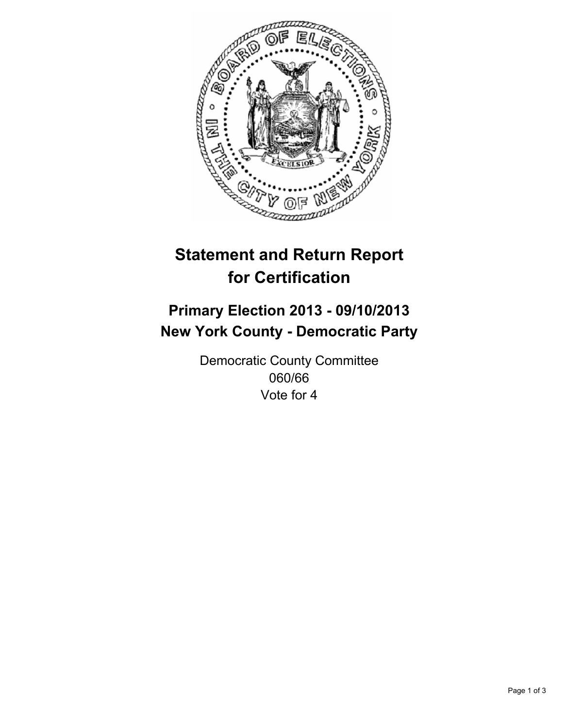# Statement and Return Report for Certification

## Primary Election 2013 - 09/10/2013
## New York County - Democratic Party

Democratic County Committee
060/66
Vote for 4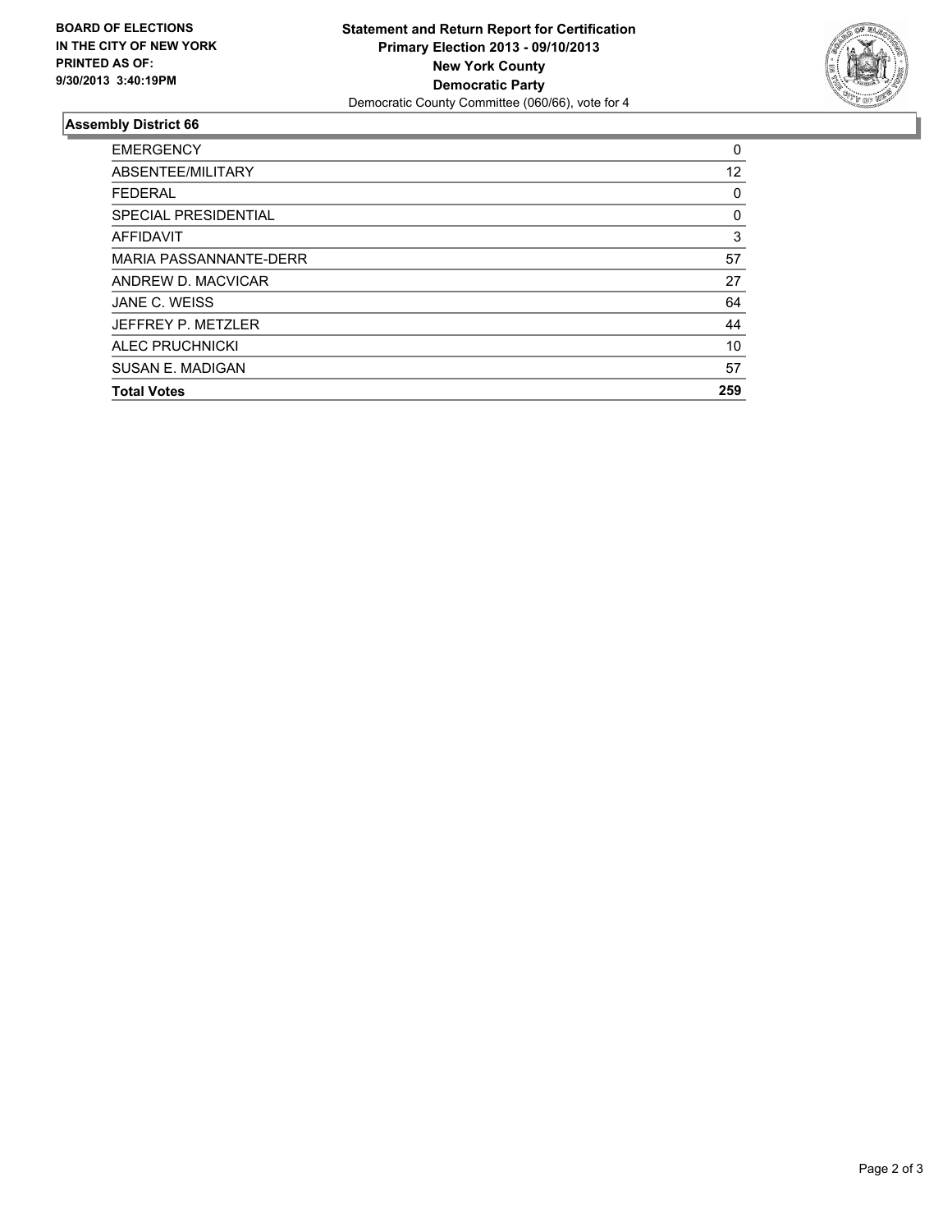**BOARD OF ELECTIONS IN THE CITY OF NEW YORK PRINTED AS OF: 9/30/2013 3:40:19PM**

**Statement and Return Report for Certification**
**Primary Election 2013 - 09/10/2013**
**New York County**
**Democratic Party**
Democratic County Committee (060/66), vote for 4

## Assembly District 66

| | |
|---|---|
| EMERGENCY | 0 |
| ABSENTEE/MILITARY | 12 |
| FEDERAL | 0 |
| SPECIAL PRESIDENTIAL | 0 |
| AFFIDAVIT | 3 |
| MARIA PASSANNANTE-DERR | 57 |
| ANDREW D. MACVICAR | 27 |
| JANE C. WEISS | 64 |
| JEFFREY P. METZLER | 44 |
| ALEC PRUCHNICKI | 10 |
| SUSAN E. MADIGAN | 57 |
| **Total Votes** | **259** |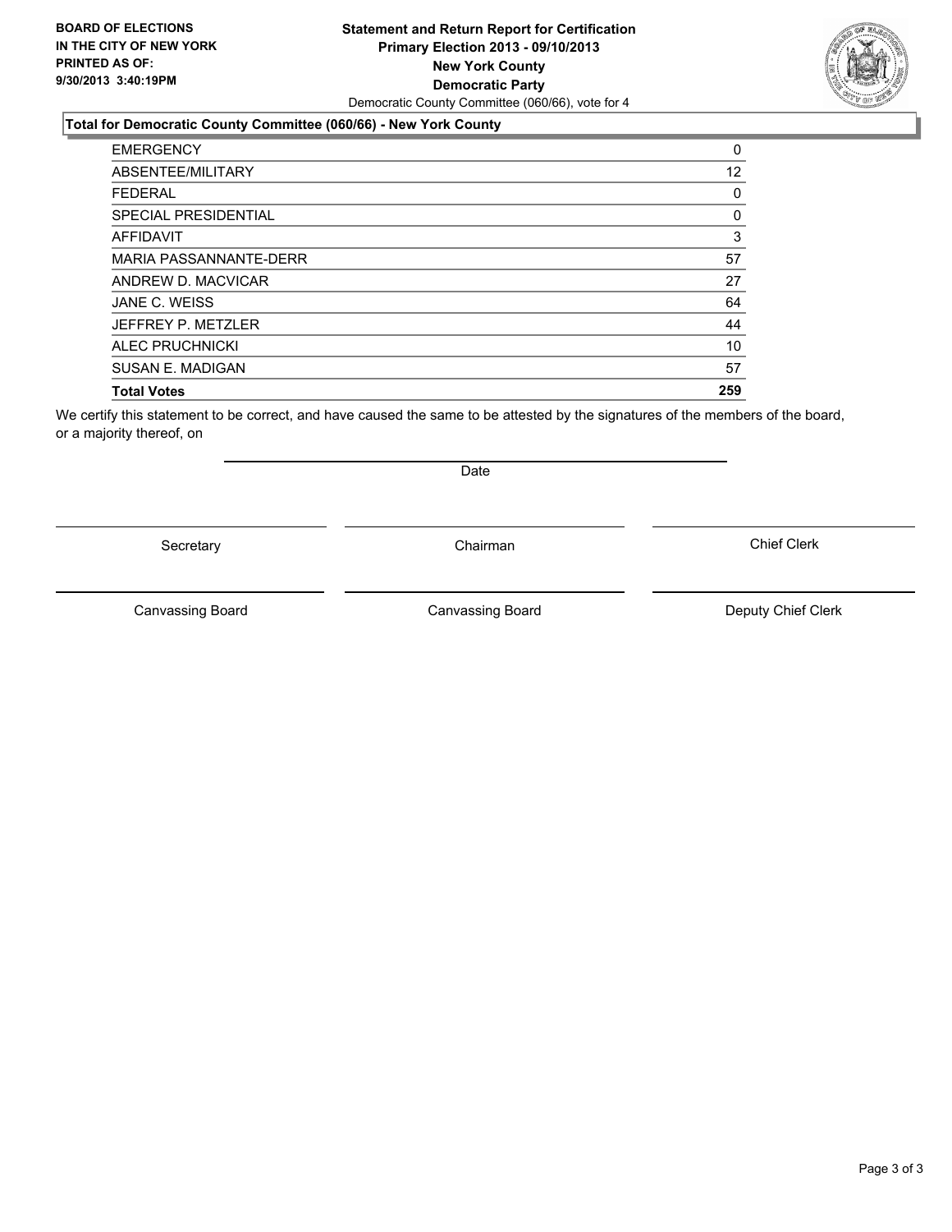**BOARD OF ELECTIONS IN THE CITY OF NEW YORK PRINTED AS OF: 9/30/2013 3:40:19PM**

**Statement and Return Report for Certification**
**Primary Election 2013 - 09/10/2013**
**New York County**
**Democratic Party**
Democratic County Committee (060/66), vote for 4

### Total for Democratic County Committee (060/66) - New York County

| | |
|---|---|
| EMERGENCY | 0 |
| ABSENTEE/MILITARY | 12 |
| FEDERAL | 0 |
| SPECIAL PRESIDENTIAL | 0 |
| AFFIDAVIT | 3 |
| MARIA PASSANNANTE-DERR | 57 |
| ANDREW D. MACVICAR | 27 |
| JANE C. WEISS | 64 |
| JEFFREY P. METZLER | 44 |
| ALEC PRUCHNICKI | 10 |
| SUSAN E. MADIGAN | 57 |
| **Total Votes** | **259** |

We certify this statement to be correct, and have caused the same to be attested by the signatures of the members of the board, or a majority thereof, on

Date

Secretary

Chairman

Chief Clerk

Canvassing Board

Canvassing Board

Deputy Chief Clerk